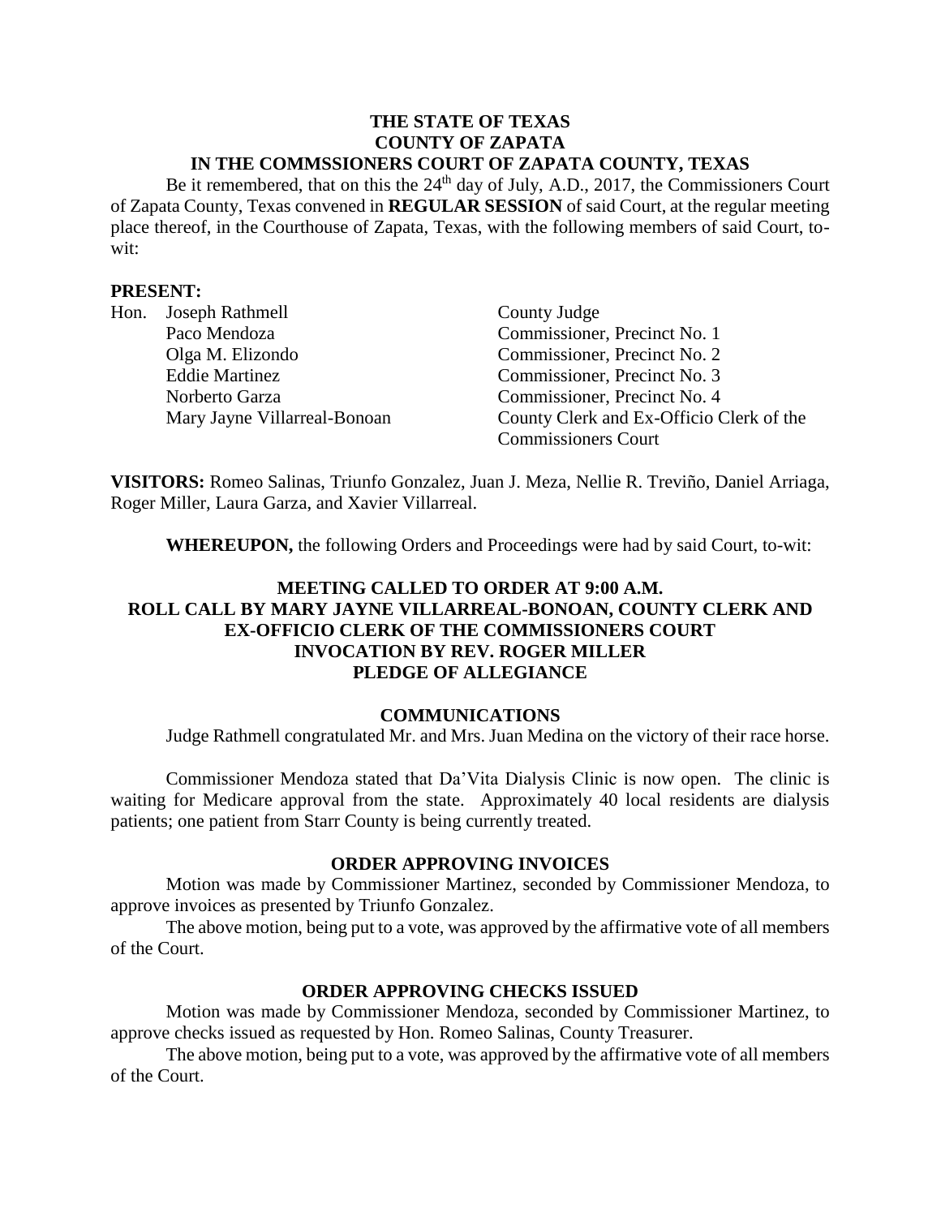**THE STATE OF TEXAS**
**COUNTY OF ZAPATA**
**IN THE COMMSSIONERS COURT OF ZAPATA COUNTY, TEXAS**

Be it remembered, that on this the 24th day of July, A.D., 2017, the Commissioners Court of Zapata County, Texas convened in **REGULAR SESSION** of said Court, at the regular meeting place thereof, in the Courthouse of Zapata, Texas, with the following members of said Court, to-wit:

**PRESENT:**

| | | |
|---|---|---|
| Hon. | Joseph Rathmell | County Judge |
| | Paco Mendoza | Commissioner, Precinct No. 1 |
| | Olga M. Elizondo | Commissioner, Precinct No. 2 |
| | Eddie Martinez | Commissioner, Precinct No. 3 |
| | Norberto Garza | Commissioner, Precinct No. 4 |
| | Mary Jayne Villarreal-Bonoan | County Clerk and Ex-Officio Clerk of the Commissioners Court |

**VISITORS:** Romeo Salinas, Triunfo Gonzalez, Juan J. Meza, Nellie R. Treviño, Daniel Arriaga, Roger Miller, Laura Garza, and Xavier Villarreal.

**WHEREUPON,** the following Orders and Proceedings were had by said Court, to-wit:

**MEETING CALLED TO ORDER AT 9:00 A.M.**
**ROLL CALL BY MARY JAYNE VILLARREAL-BONOAN, COUNTY CLERK AND EX-OFFICIO CLERK OF THE COMMISSIONERS COURT**
**INVOCATION BY REV. ROGER MILLER**
**PLEDGE OF ALLEGIANCE**

**COMMUNICATIONS**

Judge Rathmell congratulated Mr. and Mrs. Juan Medina on the victory of their race horse.

Commissioner Mendoza stated that Da'Vita Dialysis Clinic is now open. The clinic is waiting for Medicare approval from the state. Approximately 40 local residents are dialysis patients; one patient from Starr County is being currently treated.

**ORDER APPROVING INVOICES**

Motion was made by Commissioner Martinez, seconded by Commissioner Mendoza, to approve invoices as presented by Triunfo Gonzalez.

The above motion, being put to a vote, was approved by the affirmative vote of all members of the Court.

**ORDER APPROVING CHECKS ISSUED**

Motion was made by Commissioner Mendoza, seconded by Commissioner Martinez, to approve checks issued as requested by Hon. Romeo Salinas, County Treasurer.

The above motion, being put to a vote, was approved by the affirmative vote of all members of the Court.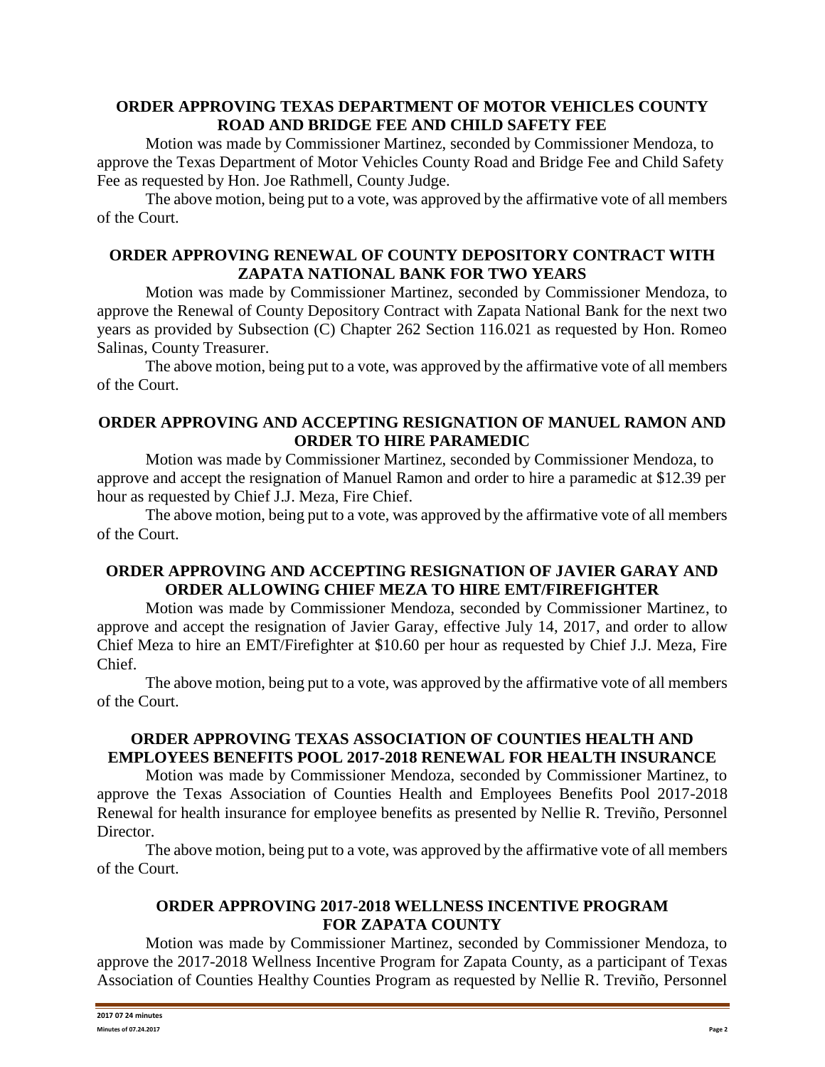**ORDER APPROVING TEXAS DEPARTMENT OF MOTOR VEHICLES COUNTY ROAD AND BRIDGE FEE AND CHILD SAFETY FEE**

Motion was made by Commissioner Martinez, seconded by Commissioner Mendoza, to approve the Texas Department of Motor Vehicles County Road and Bridge Fee and Child Safety Fee as requested by Hon. Joe Rathmell, County Judge.

The above motion, being put to a vote, was approved by the affirmative vote of all members of the Court.

**ORDER APPROVING RENEWAL OF COUNTY DEPOSITORY CONTRACT WITH ZAPATA NATIONAL BANK FOR TWO YEARS**

Motion was made by Commissioner Martinez, seconded by Commissioner Mendoza, to approve the Renewal of County Depository Contract with Zapata National Bank for the next two years as provided by Subsection (C) Chapter 262 Section 116.021 as requested by Hon. Romeo Salinas, County Treasurer.

The above motion, being put to a vote, was approved by the affirmative vote of all members of the Court.

**ORDER APPROVING AND ACCEPTING RESIGNATION OF MANUEL RAMON AND ORDER TO HIRE PARAMEDIC**

Motion was made by Commissioner Martinez, seconded by Commissioner Mendoza, to approve and accept the resignation of Manuel Ramon and order to hire a paramedic at $12.39 per hour as requested by Chief J.J. Meza, Fire Chief.

The above motion, being put to a vote, was approved by the affirmative vote of all members of the Court.

**ORDER APPROVING AND ACCEPTING RESIGNATION OF JAVIER GARAY AND ORDER ALLOWING CHIEF MEZA TO HIRE EMT/FIREFIGHTER**

Motion was made by Commissioner Mendoza, seconded by Commissioner Martinez, to approve and accept the resignation of Javier Garay, effective July 14, 2017, and order to allow Chief Meza to hire an EMT/Firefighter at $10.60 per hour as requested by Chief J.J. Meza, Fire Chief.

The above motion, being put to a vote, was approved by the affirmative vote of all members of the Court.

**ORDER APPROVING TEXAS ASSOCIATION OF COUNTIES HEALTH AND EMPLOYEES BENEFITS POOL 2017-2018 RENEWAL FOR HEALTH INSURANCE**

Motion was made by Commissioner Mendoza, seconded by Commissioner Martinez, to approve the Texas Association of Counties Health and Employees Benefits Pool 2017-2018 Renewal for health insurance for employee benefits as presented by Nellie R. Treviño, Personnel Director.

The above motion, being put to a vote, was approved by the affirmative vote of all members of the Court.

**ORDER APPROVING 2017-2018 WELLNESS INCENTIVE PROGRAM FOR ZAPATA COUNTY**

Motion was made by Commissioner Martinez, seconded by Commissioner Mendoza, to approve the 2017-2018 Wellness Incentive Program for Zapata County, as a participant of Texas Association of Counties Healthy Counties Program as requested by Nellie R. Treviño, Personnel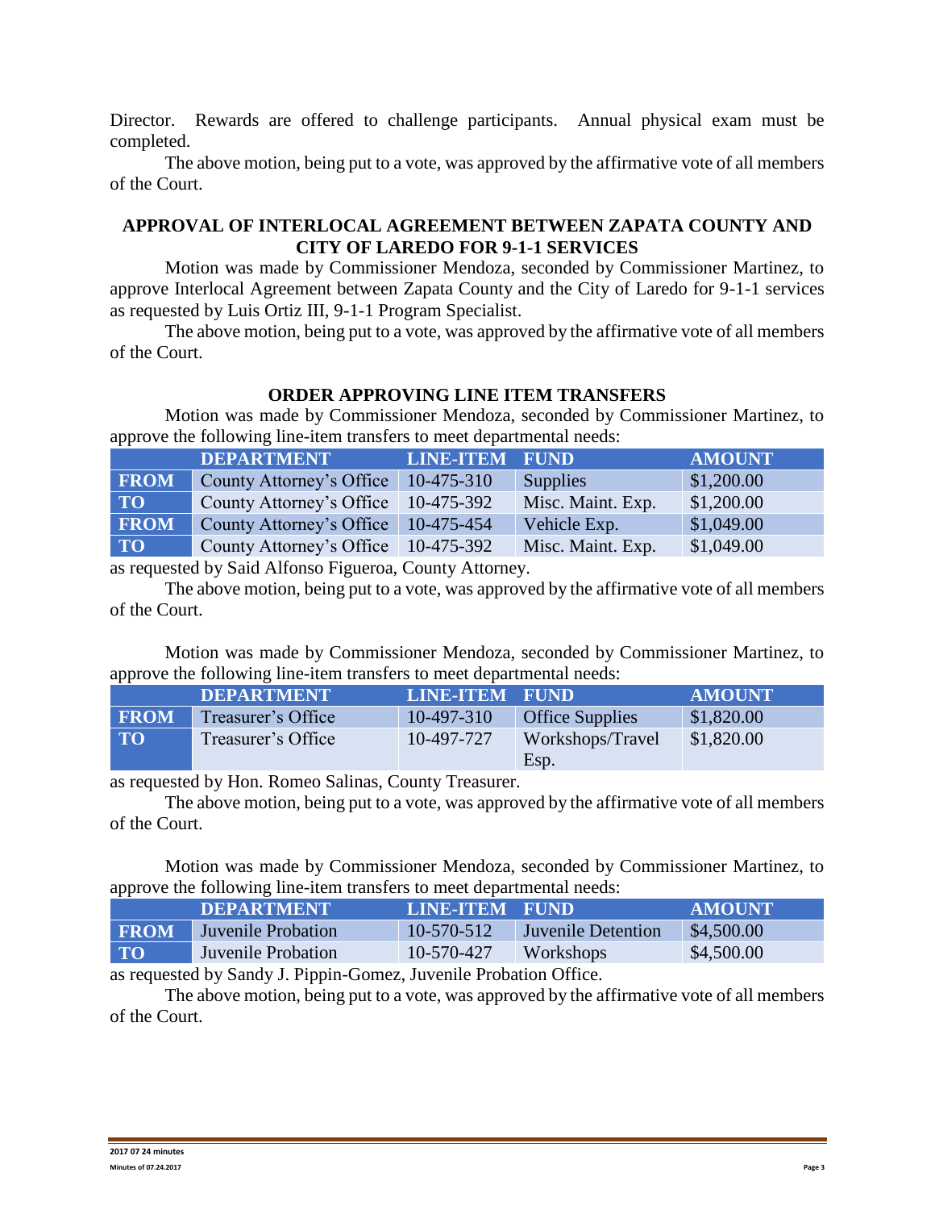Director. Rewards are offered to challenge participants. Annual physical exam must be completed.

The above motion, being put to a vote, was approved by the affirmative vote of all members of the Court.

### APPROVAL OF INTERLOCAL AGREEMENT BETWEEN ZAPATA COUNTY AND CITY OF LAREDO FOR 9-1-1 SERVICES

Motion was made by Commissioner Mendoza, seconded by Commissioner Martinez, to approve Interlocal Agreement between Zapata County and the City of Laredo for 9-1-1 services as requested by Luis Ortiz III, 9-1-1 Program Specialist.

The above motion, being put to a vote, was approved by the affirmative vote of all members of the Court.

### ORDER APPROVING LINE ITEM TRANSFERS

Motion was made by Commissioner Mendoza, seconded by Commissioner Martinez, to approve the following line-item transfers to meet departmental needs:

| | DEPARTMENT | LINE-ITEM | FUND | AMOUNT |
|---|---|---|---|---|
| **FROM** | County Attorney's Office | 10-475-310 | Supplies | $1,200.00 |
| **TO** | County Attorney's Office | 10-475-392 | Misc. Maint. Exp. | $1,200.00 |
| **FROM** | County Attorney's Office | 10-475-454 | Vehicle Exp. | $1,049.00 |
| **TO** | County Attorney's Office | 10-475-392 | Misc. Maint. Exp. | $1,049.00 |

as requested by Said Alfonso Figueroa, County Attorney.

The above motion, being put to a vote, was approved by the affirmative vote of all members of the Court.

Motion was made by Commissioner Mendoza, seconded by Commissioner Martinez, to approve the following line-item transfers to meet departmental needs:

| | DEPARTMENT | LINE-ITEM | FUND | AMOUNT |
|---|---|---|---|---|
| **FROM** | Treasurer's Office | 10-497-310 | Office Supplies | $1,820.00 |
| **TO** | Treasurer's Office | 10-497-727 | Workshops/Travel Esp. | $1,820.00 |

as requested by Hon. Romeo Salinas, County Treasurer.

The above motion, being put to a vote, was approved by the affirmative vote of all members of the Court.

Motion was made by Commissioner Mendoza, seconded by Commissioner Martinez, to approve the following line-item transfers to meet departmental needs:

| | DEPARTMENT | LINE-ITEM | FUND | AMOUNT |
|---|---|---|---|---|
| **FROM** | Juvenile Probation | 10-570-512 | Juvenile Detention | $4,500.00 |
| **TO** | Juvenile Probation | 10-570-427 | Workshops | $4,500.00 |

as requested by Sandy J. Pippin-Gomez, Juvenile Probation Office.

The above motion, being put to a vote, was approved by the affirmative vote of all members of the Court.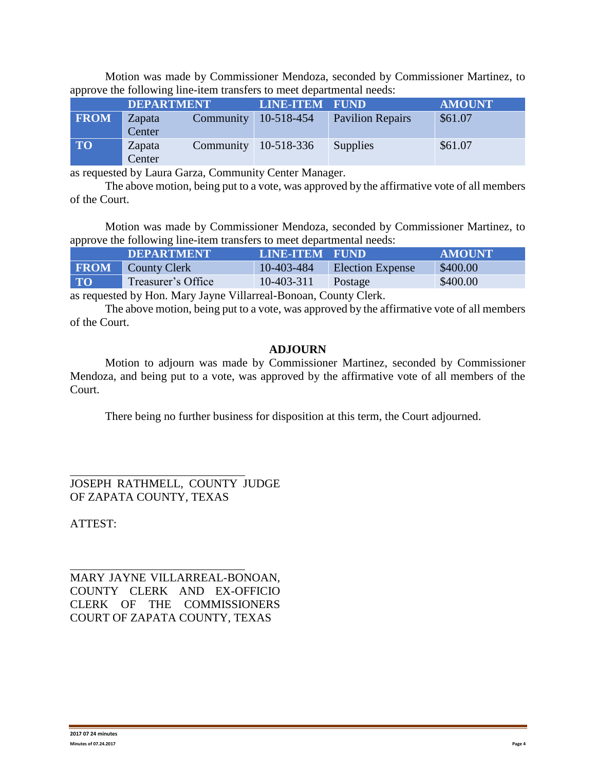Motion was made by Commissioner Mendoza, seconded by Commissioner Martinez, to approve the following line-item transfers to meet departmental needs:

| | DEPARTMENT | LINE-ITEM | FUND | AMOUNT |
|---|---|---|---|---|
| **FROM** | Zapata Community Center | 10-518-454 | Pavilion Repairs | $61.07 |
| **TO** | Zapata Community Center | 10-518-336 | Supplies | $61.07 |

as requested by Laura Garza, Community Center Manager.

The above motion, being put to a vote, was approved by the affirmative vote of all members of the Court.

Motion was made by Commissioner Mendoza, seconded by Commissioner Martinez, to approve the following line-item transfers to meet departmental needs:

| | DEPARTMENT | LINE-ITEM | FUND | AMOUNT |
|---|---|---|---|---|
| **FROM** | County Clerk | 10-403-484 | Election Expense | $400.00 |
| **TO** | Treasurer's Office | 10-403-311 | Postage | $400.00 |

as requested by Hon. Mary Jayne Villarreal-Bonoan, County Clerk.

The above motion, being put to a vote, was approved by the affirmative vote of all members of the Court.

## ADJOURN

Motion to adjourn was made by Commissioner Martinez, seconded by Commissioner Mendoza, and being put to a vote, was approved by the affirmative vote of all members of the Court.

There being no further business for disposition at this term, the Court adjourned.

\_\_\_\_\_\_\_\_\_\_\_\_\_\_\_\_\_\_\_\_\_\_\_\_\_\_\_\_\_\_

JOSEPH RATHMELL, COUNTY JUDGE
OF ZAPATA COUNTY, TEXAS

ATTEST:

\_\_\_\_\_\_\_\_\_\_\_\_\_\_\_\_\_\_\_\_\_\_\_\_\_\_\_\_\_\_

MARY JAYNE VILLARREAL-BONOAN,
COUNTY CLERK AND EX-OFFICIO
CLERK OF THE COMMISSIONERS
COURT OF ZAPATA COUNTY, TEXAS